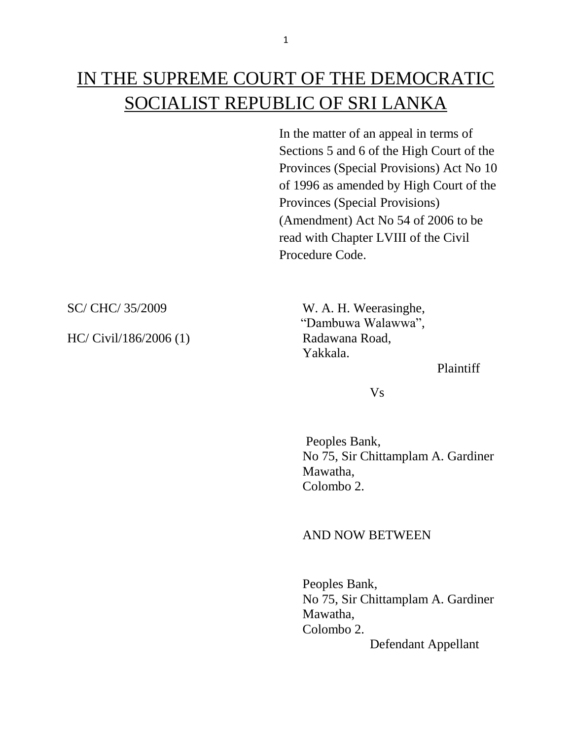# IN THE SUPREME COURT OF THE DEMOCRATIC SOCIALIST REPUBLIC OF SRI LANKA

In the matter of an appeal in terms of Sections 5 and 6 of the High Court of the Provinces (Special Provisions) Act No 10 of 1996 as amended by High Court of the Provinces (Special Provisions) (Amendment) Act No 54 of 2006 to be read with Chapter LVIII of the Civil Procedure Code.

SC/ CHC/ 35/2009

HC/ Civil/186/2006 (1)

W. A. H. Weerasinghe,
"Dambuwa Walawwa",
Radawana Road,
Yakkala.

Plaintiff

Vs

Peoples Bank,
No 75, Sir Chittamplam A. Gardiner Mawatha,
Colombo 2.

AND NOW BETWEEN

Peoples Bank,
No 75, Sir Chittamplam A. Gardiner Mawatha,
Colombo 2.

Defendant Appellant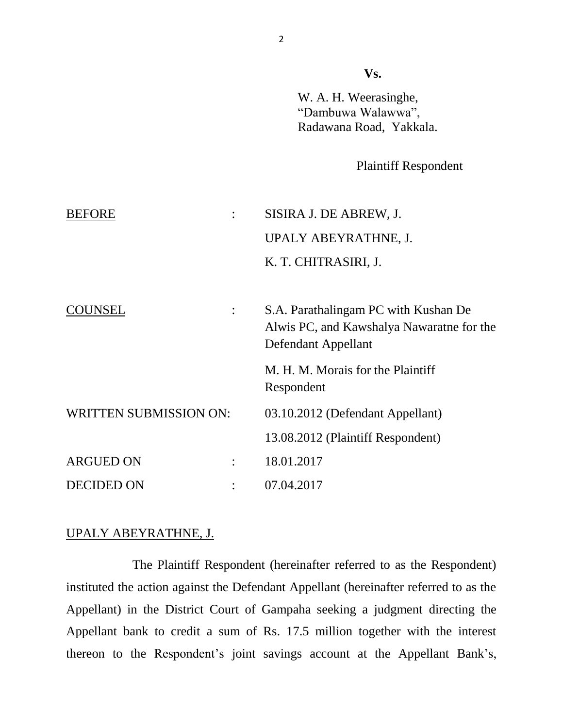**Vs.**

W. A. H. Weerasinghe,
"Dambuwa Walawwa",
Radawana Road, Yakkala.

Plaintiff Respondent

| | | |
|---|---|---|
| <u>BEFORE</u> | : | SISIRA J. DE ABREW, J. |
| | | UPALY ABEYRATHNE, J. |
| | | K. T. CHITRASIRI, J. |
| <u>COUNSEL</u> | : | S.A. Parathalingam PC with Kushan De Alwis PC, and Kawshalya Nawaratne for the Defendant Appellant |
| | | M. H. M. Morais for the Plaintiff Respondent |
| WRITTEN SUBMISSION ON: | | 03.10.2012 (Defendant Appellant) |
| | | 13.08.2012 (Plaintiff Respondent) |
| ARGUED ON | : | 18.01.2017 |
| DECIDED ON | : | 07.04.2017 |

<u>UPALY ABEYRATHNE, J.</u>

The Plaintiff Respondent (hereinafter referred to as the Respondent) instituted the action against the Defendant Appellant (hereinafter referred to as the Appellant) in the District Court of Gampaha seeking a judgment directing the Appellant bank to credit a sum of Rs. 17.5 million together with the interest thereon to the Respondent's joint savings account at the Appellant Bank's,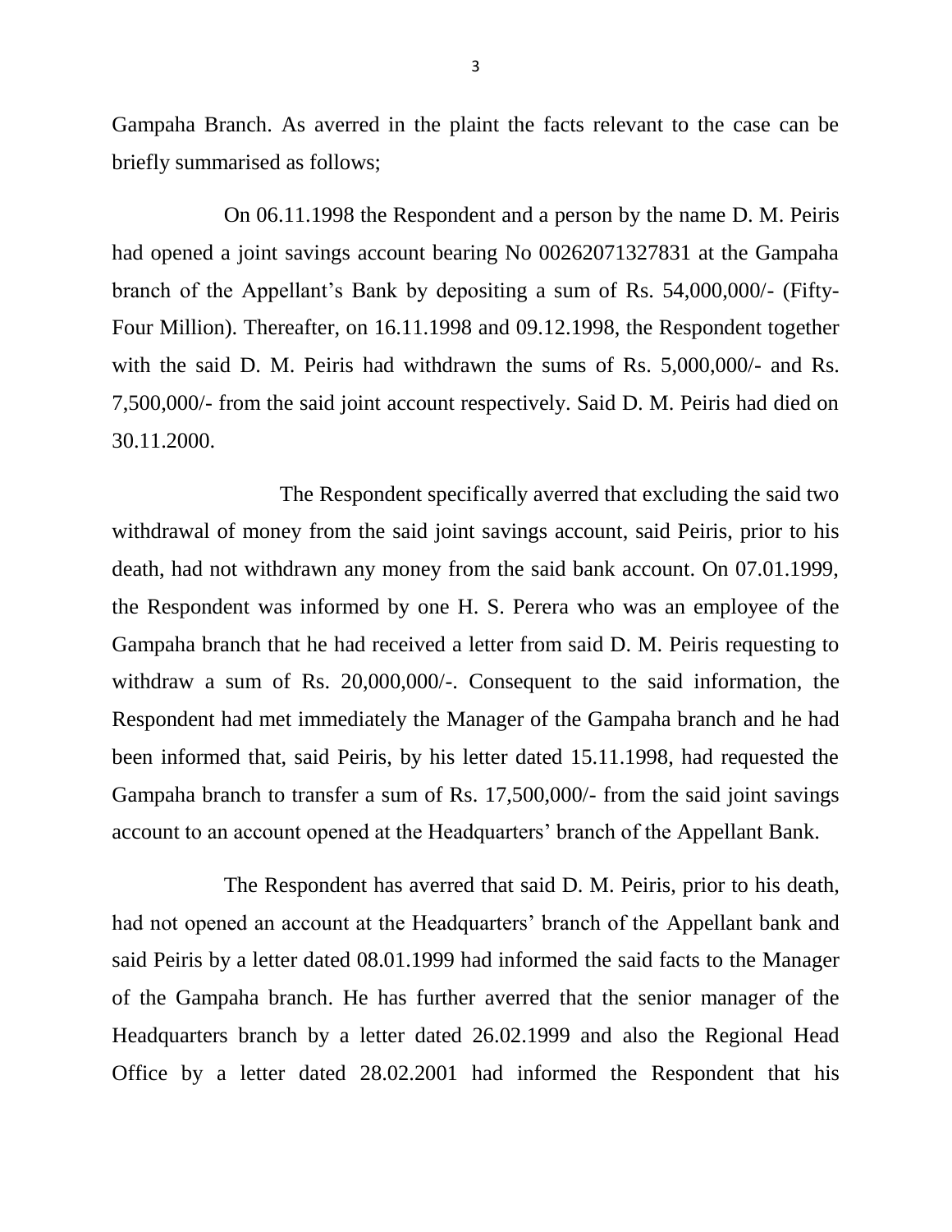Gampaha Branch. As averred in the plaint the facts relevant to the case can be briefly summarised as follows;

On 06.11.1998 the Respondent and a person by the name D. M. Peiris had opened a joint savings account bearing No 00262071327831 at the Gampaha branch of the Appellant's Bank by depositing a sum of Rs. 54,000,000/- (Fifty-Four Million). Thereafter, on 16.11.1998 and 09.12.1998, the Respondent together with the said D. M. Peiris had withdrawn the sums of Rs. 5,000,000/- and Rs. 7,500,000/- from the said joint account respectively. Said D. M. Peiris had died on 30.11.2000.

The Respondent specifically averred that excluding the said two withdrawal of money from the said joint savings account, said Peiris, prior to his death, had not withdrawn any money from the said bank account. On 07.01.1999, the Respondent was informed by one H. S. Perera who was an employee of the Gampaha branch that he had received a letter from said D. M. Peiris requesting to withdraw a sum of Rs. 20,000,000/-. Consequent to the said information, the Respondent had met immediately the Manager of the Gampaha branch and he had been informed that, said Peiris, by his letter dated 15.11.1998, had requested the Gampaha branch to transfer a sum of Rs. 17,500,000/- from the said joint savings account to an account opened at the Headquarters' branch of the Appellant Bank.

The Respondent has averred that said D. M. Peiris, prior to his death, had not opened an account at the Headquarters' branch of the Appellant bank and said Peiris by a letter dated 08.01.1999 had informed the said facts to the Manager of the Gampaha branch. He has further averred that the senior manager of the Headquarters branch by a letter dated 26.02.1999 and also the Regional Head Office by a letter dated 28.02.2001 had informed the Respondent that his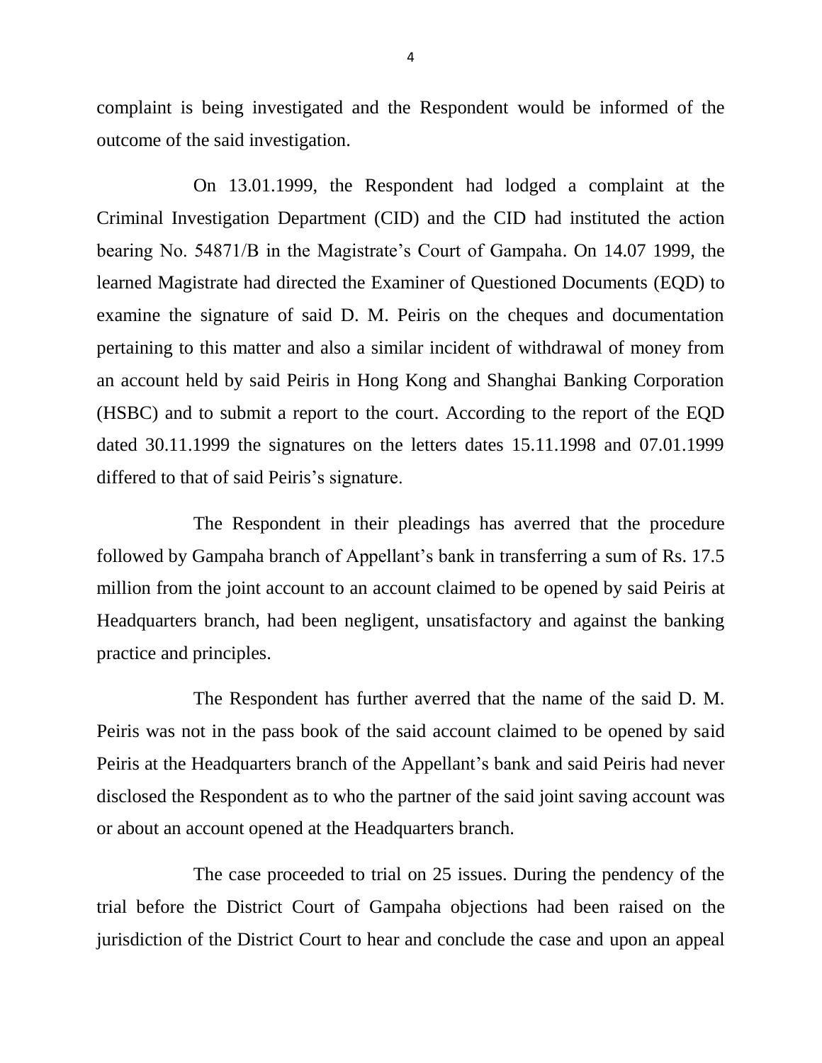complaint is being investigated and the Respondent would be informed of the outcome of the said investigation.

On 13.01.1999, the Respondent had lodged a complaint at the Criminal Investigation Department (CID) and the CID had instituted the action bearing No. 54871/B in the Magistrate's Court of Gampaha. On 14.07 1999, the learned Magistrate had directed the Examiner of Questioned Documents (EQD) to examine the signature of said D. M. Peiris on the cheques and documentation pertaining to this matter and also a similar incident of withdrawal of money from an account held by said Peiris in Hong Kong and Shanghai Banking Corporation (HSBC) and to submit a report to the court. According to the report of the EQD dated 30.11.1999 the signatures on the letters dates 15.11.1998 and 07.01.1999 differed to that of said Peiris's signature.

The Respondent in their pleadings has averred that the procedure followed by Gampaha branch of Appellant's bank in transferring a sum of Rs. 17.5 million from the joint account to an account claimed to be opened by said Peiris at Headquarters branch, had been negligent, unsatisfactory and against the banking practice and principles.

The Respondent has further averred that the name of the said D. M. Peiris was not in the pass book of the said account claimed to be opened by said Peiris at the Headquarters branch of the Appellant's bank and said Peiris had never disclosed the Respondent as to who the partner of the said joint saving account was or about an account opened at the Headquarters branch.

The case proceeded to trial on 25 issues. During the pendency of the trial before the District Court of Gampaha objections had been raised on the jurisdiction of the District Court to hear and conclude the case and upon an appeal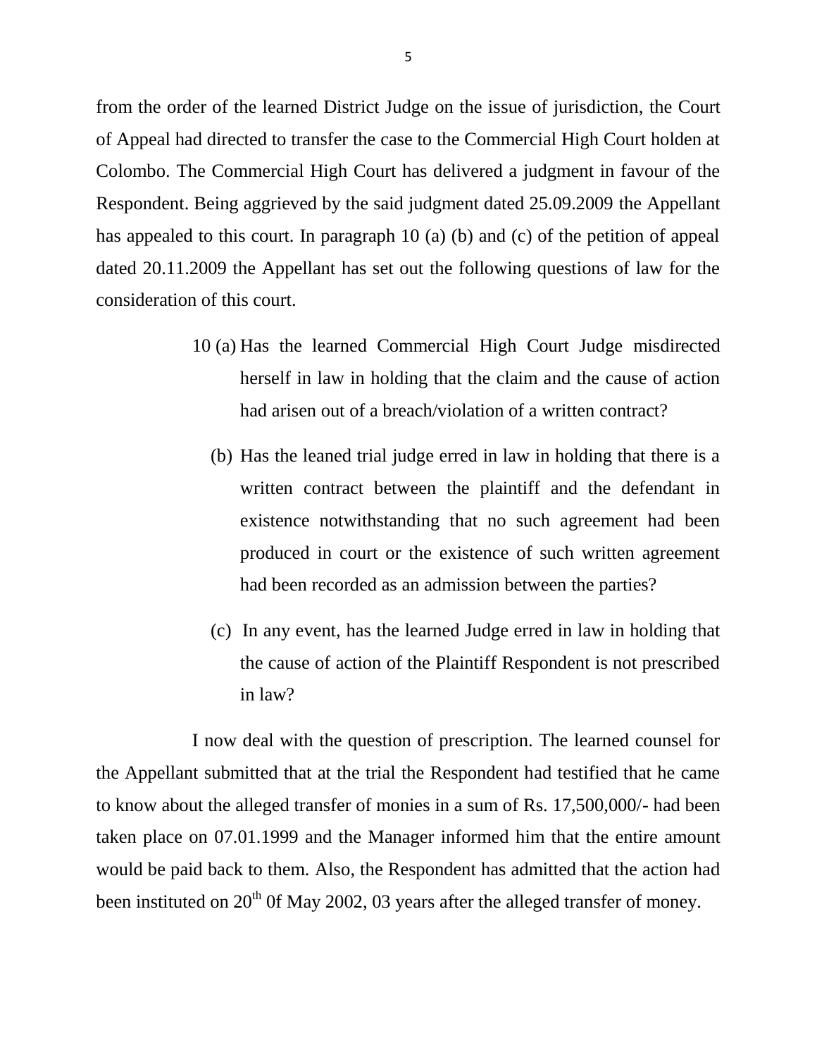from the order of the learned District Judge on the issue of jurisdiction, the Court of Appeal had directed to transfer the case to the Commercial High Court holden at Colombo. The Commercial High Court has delivered a judgment in favour of the Respondent. Being aggrieved by the said judgment dated 25.09.2009 the Appellant has appealed to this court. In paragraph 10 (a) (b) and (c) of the petition of appeal dated 20.11.2009 the Appellant has set out the following questions of law for the consideration of this court.

> 10 (a) Has the learned Commercial High Court Judge misdirected herself in law in holding that the claim and the cause of action had arisen out of a breach/violation of a written contract?
>
> (b) Has the leaned trial judge erred in law in holding that there is a written contract between the plaintiff and the defendant in existence notwithstanding that no such agreement had been produced in court or the existence of such written agreement had been recorded as an admission between the parties?
>
> (c) In any event, has the learned Judge erred in law in holding that the cause of action of the Plaintiff Respondent is not prescribed in law?

I now deal with the question of prescription. The learned counsel for the Appellant submitted that at the trial the Respondent had testified that he came to know about the alleged transfer of monies in a sum of Rs. 17,500,000/- had been taken place on 07.01.1999 and the Manager informed him that the entire amount would be paid back to them. Also, the Respondent has admitted that the action had been instituted on 20th 0f May 2002, 03 years after the alleged transfer of money.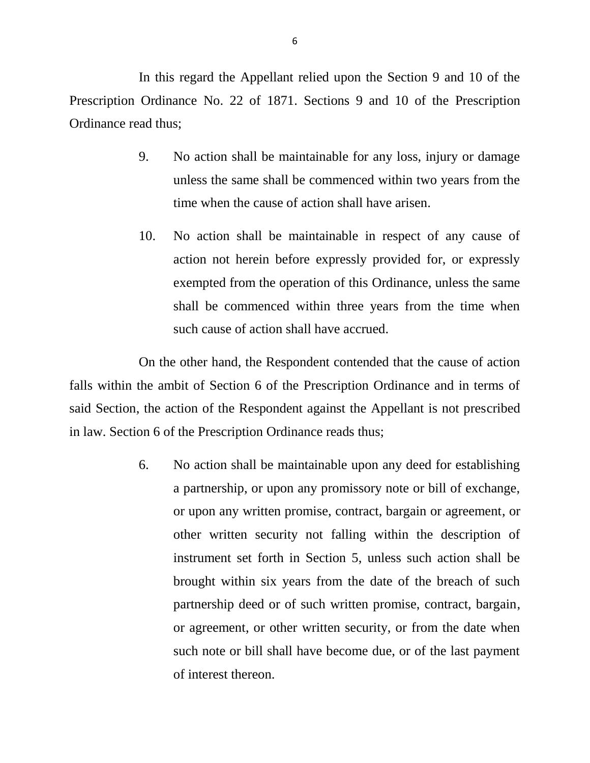In this regard the Appellant relied upon the Section 9 and 10 of the Prescription Ordinance No. 22 of 1871. Sections 9 and 10 of the Prescription Ordinance read thus;

> 9. No action shall be maintainable for any loss, injury or damage unless the same shall be commenced within two years from the time when the cause of action shall have arisen.
>
> 10. No action shall be maintainable in respect of any cause of action not herein before expressly provided for, or expressly exempted from the operation of this Ordinance, unless the same shall be commenced within three years from the time when such cause of action shall have accrued.

On the other hand, the Respondent contended that the cause of action falls within the ambit of Section 6 of the Prescription Ordinance and in terms of said Section, the action of the Respondent against the Appellant is not prescribed in law. Section 6 of the Prescription Ordinance reads thus;

> 6. No action shall be maintainable upon any deed for establishing a partnership, or upon any promissory note or bill of exchange, or upon any written promise, contract, bargain or agreement, or other written security not falling within the description of instrument set forth in Section 5, unless such action shall be brought within six years from the date of the breach of such partnership deed or of such written promise, contract, bargain, or agreement, or other written security, or from the date when such note or bill shall have become due, or of the last payment of interest thereon.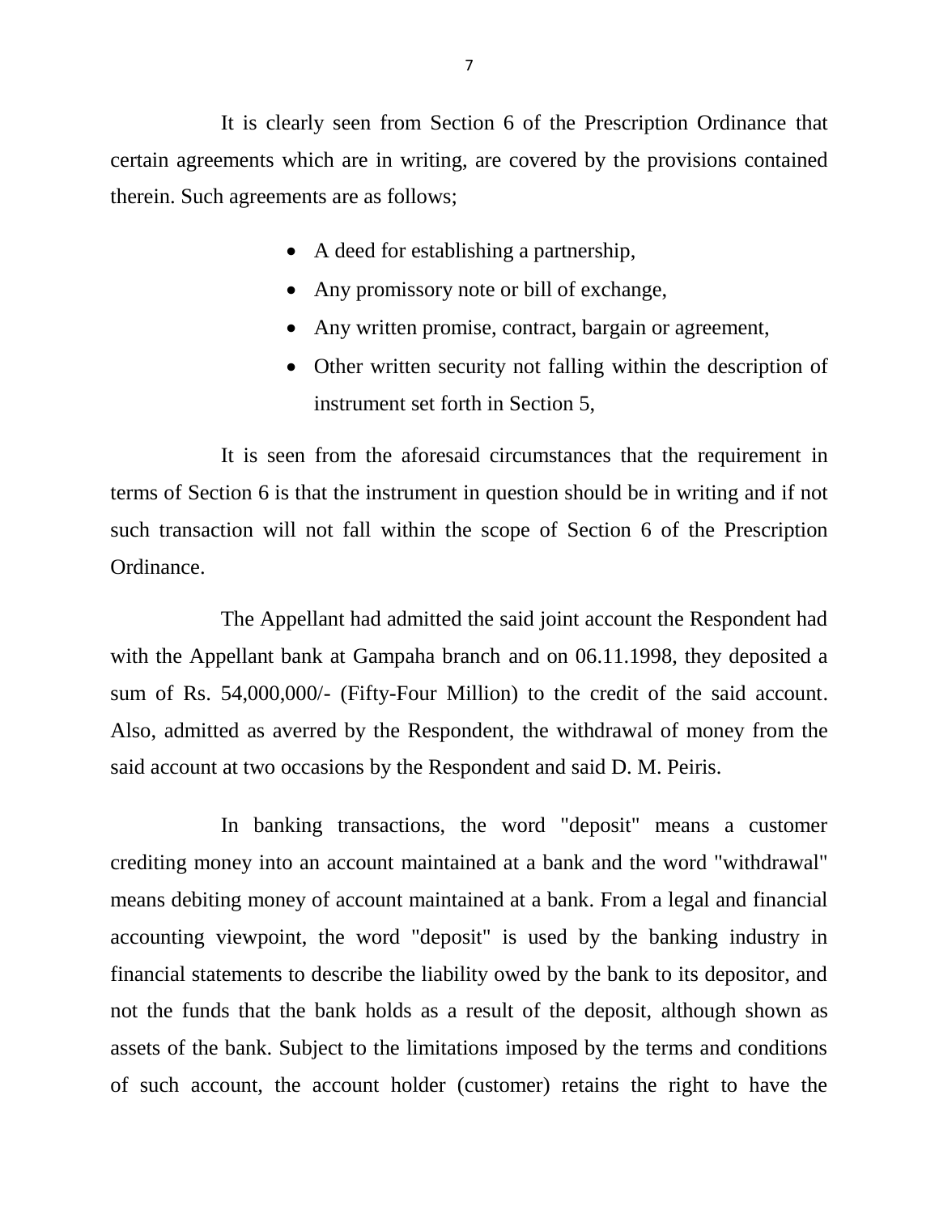It is clearly seen from Section 6 of the Prescription Ordinance that certain agreements which are in writing, are covered by the provisions contained therein. Such agreements are as follows;

- A deed for establishing a partnership,
- Any promissory note or bill of exchange,
- Any written promise, contract, bargain or agreement,
- Other written security not falling within the description of instrument set forth in Section 5,

It is seen from the aforesaid circumstances that the requirement in terms of Section 6 is that the instrument in question should be in writing and if not such transaction will not fall within the scope of Section 6 of the Prescription Ordinance.

The Appellant had admitted the said joint account the Respondent had with the Appellant bank at Gampaha branch and on 06.11.1998, they deposited a sum of Rs. 54,000,000/- (Fifty-Four Million) to the credit of the said account. Also, admitted as averred by the Respondent, the withdrawal of money from the said account at two occasions by the Respondent and said D. M. Peiris.

In banking transactions, the word "deposit" means a customer crediting money into an account maintained at a bank and the word "withdrawal" means debiting money of account maintained at a bank. From a legal and financial accounting viewpoint, the word "deposit" is used by the banking industry in financial statements to describe the liability owed by the bank to its depositor, and not the funds that the bank holds as a result of the deposit, although shown as assets of the bank. Subject to the limitations imposed by the terms and conditions of such account, the account holder (customer) retains the right to have the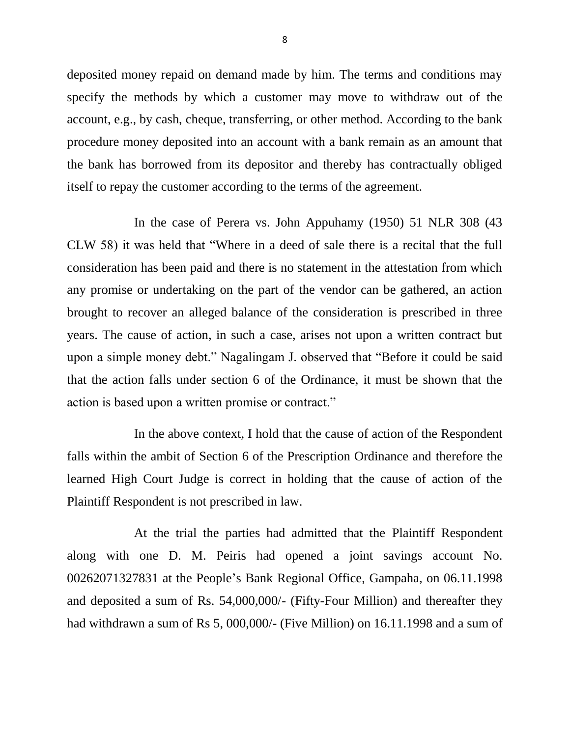deposited money repaid on demand made by him. The terms and conditions may specify the methods by which a customer may move to withdraw out of the account, e.g., by cash, cheque, transferring, or other method. According to the bank procedure money deposited into an account with a bank remain as an amount that the bank has borrowed from its depositor and thereby has contractually obliged itself to repay the customer according to the terms of the agreement.

In the case of Perera vs. John Appuhamy (1950) 51 NLR 308 (43 CLW 58) it was held that "Where in a deed of sale there is a recital that the full consideration has been paid and there is no statement in the attestation from which any promise or undertaking on the part of the vendor can be gathered, an action brought to recover an alleged balance of the consideration is prescribed in three years. The cause of action, in such a case, arises not upon a written contract but upon a simple money debt." Nagalingam J. observed that "Before it could be said that the action falls under section 6 of the Ordinance, it must be shown that the action is based upon a written promise or contract."

In the above context, I hold that the cause of action of the Respondent falls within the ambit of Section 6 of the Prescription Ordinance and therefore the learned High Court Judge is correct in holding that the cause of action of the Plaintiff Respondent is not prescribed in law.

At the trial the parties had admitted that the Plaintiff Respondent along with one D. M. Peiris had opened a joint savings account No. 00262071327831 at the People's Bank Regional Office, Gampaha, on 06.11.1998 and deposited a sum of Rs. 54,000,000/- (Fifty-Four Million) and thereafter they had withdrawn a sum of Rs 5, 000,000/- (Five Million) on 16.11.1998 and a sum of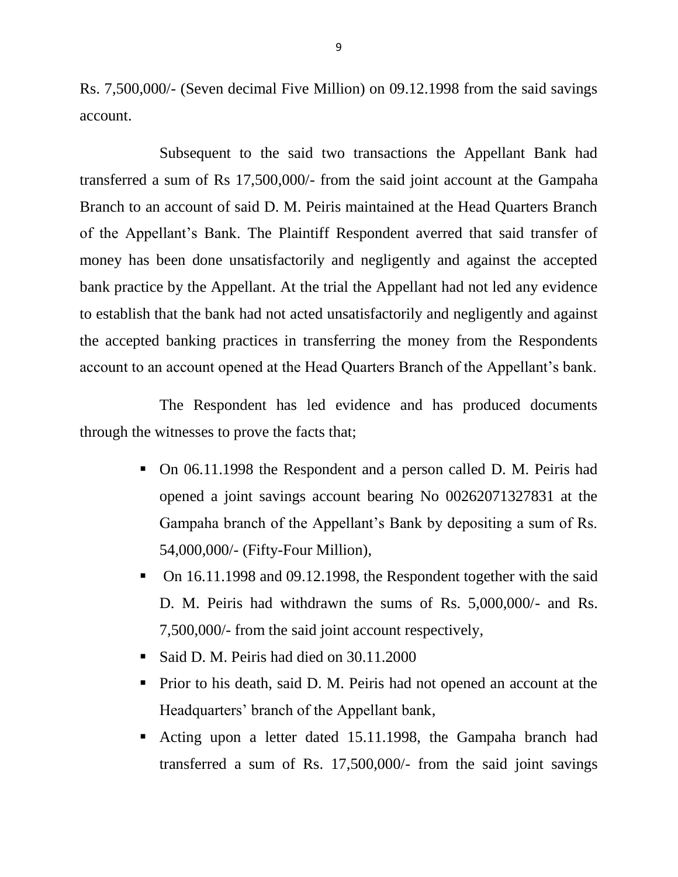Rs. 7,500,000/- (Seven decimal Five Million) on 09.12.1998 from the said savings account.

Subsequent to the said two transactions the Appellant Bank had transferred a sum of Rs 17,500,000/- from the said joint account at the Gampaha Branch to an account of said D. M. Peiris maintained at the Head Quarters Branch of the Appellant's Bank. The Plaintiff Respondent averred that said transfer of money has been done unsatisfactorily and negligently and against the accepted bank practice by the Appellant. At the trial the Appellant had not led any evidence to establish that the bank had not acted unsatisfactorily and negligently and against the accepted banking practices in transferring the money from the Respondents account to an account opened at the Head Quarters Branch of the Appellant's bank.

The Respondent has led evidence and has produced documents through the witnesses to prove the facts that;

- On 06.11.1998 the Respondent and a person called D. M. Peiris had opened a joint savings account bearing No 00262071327831 at the Gampaha branch of the Appellant's Bank by depositing a sum of Rs. 54,000,000/- (Fifty-Four Million),
- On 16.11.1998 and 09.12.1998, the Respondent together with the said D. M. Peiris had withdrawn the sums of Rs. 5,000,000/- and Rs. 7,500,000/- from the said joint account respectively,
- Said D. M. Peiris had died on 30.11.2000
- Prior to his death, said D. M. Peiris had not opened an account at the Headquarters' branch of the Appellant bank,
- Acting upon a letter dated 15.11.1998, the Gampaha branch had transferred a sum of Rs. 17,500,000/- from the said joint savings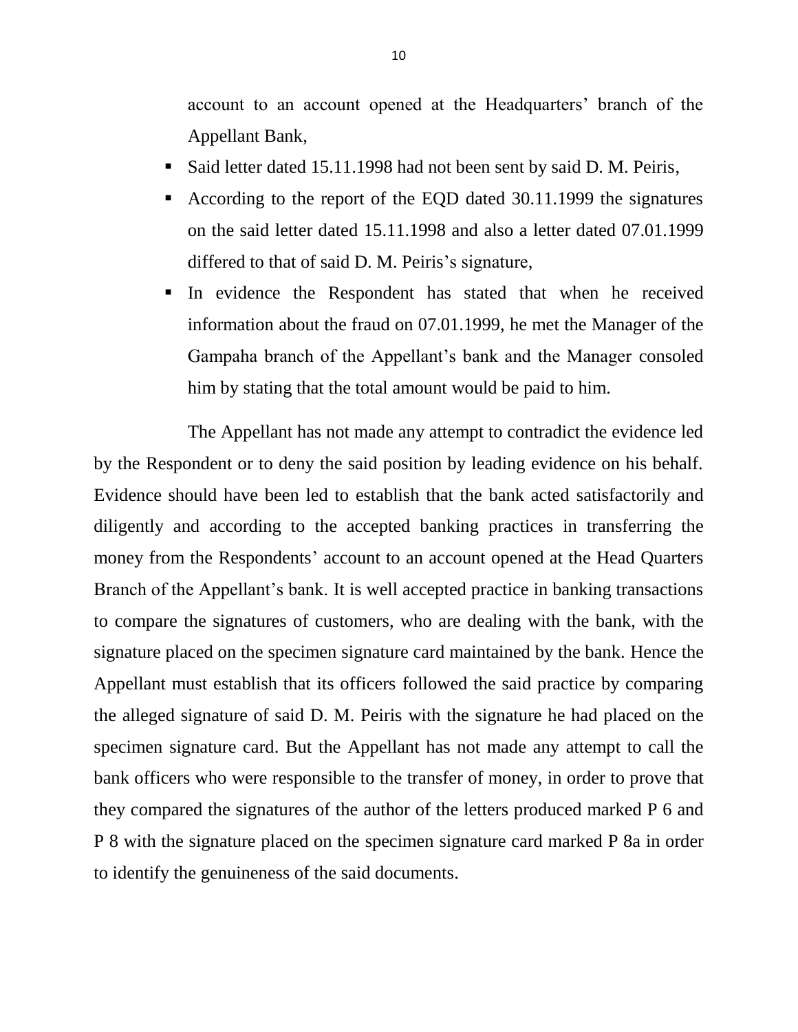account to an account opened at the Headquarters' branch of the Appellant Bank,

- Said letter dated 15.11.1998 had not been sent by said D. M. Peiris,
- According to the report of the EQD dated 30.11.1999 the signatures on the said letter dated 15.11.1998 and also a letter dated 07.01.1999 differed to that of said D. M. Peiris's signature,
- In evidence the Respondent has stated that when he received information about the fraud on 07.01.1999, he met the Manager of the Gampaha branch of the Appellant's bank and the Manager consoled him by stating that the total amount would be paid to him.

The Appellant has not made any attempt to contradict the evidence led by the Respondent or to deny the said position by leading evidence on his behalf. Evidence should have been led to establish that the bank acted satisfactorily and diligently and according to the accepted banking practices in transferring the money from the Respondents' account to an account opened at the Head Quarters Branch of the Appellant's bank. It is well accepted practice in banking transactions to compare the signatures of customers, who are dealing with the bank, with the signature placed on the specimen signature card maintained by the bank. Hence the Appellant must establish that its officers followed the said practice by comparing the alleged signature of said D. M. Peiris with the signature he had placed on the specimen signature card. But the Appellant has not made any attempt to call the bank officers who were responsible to the transfer of money, in order to prove that they compared the signatures of the author of the letters produced marked P 6 and P 8 with the signature placed on the specimen signature card marked P 8a in order to identify the genuineness of the said documents.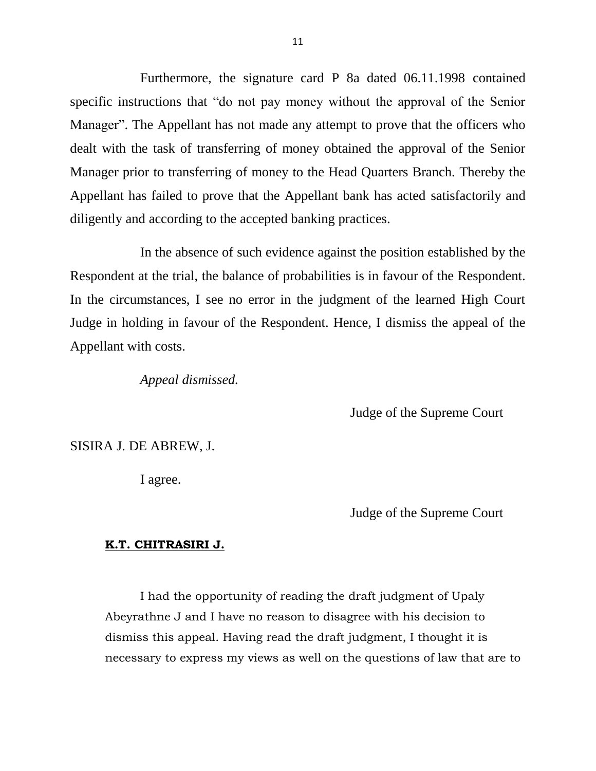Furthermore, the signature card P 8a dated 06.11.1998 contained specific instructions that "do not pay money without the approval of the Senior Manager". The Appellant has not made any attempt to prove that the officers who dealt with the task of transferring of money obtained the approval of the Senior Manager prior to transferring of money to the Head Quarters Branch. Thereby the Appellant has failed to prove that the Appellant bank has acted satisfactorily and diligently and according to the accepted banking practices.

In the absence of such evidence against the position established by the Respondent at the trial, the balance of probabilities is in favour of the Respondent. In the circumstances, I see no error in the judgment of the learned High Court Judge in holding in favour of the Respondent. Hence, I dismiss the appeal of the Appellant with costs.

*Appeal dismissed.*

Judge of the Supreme Court

SISIRA J. DE ABREW, J.

I agree.

Judge of the Supreme Court

**K.T. CHITRASIRI J.**

I had the opportunity of reading the draft judgment of Upaly Abeyrathne J and I have no reason to disagree with his decision to dismiss this appeal. Having read the draft judgment, I thought it is necessary to express my views as well on the questions of law that are to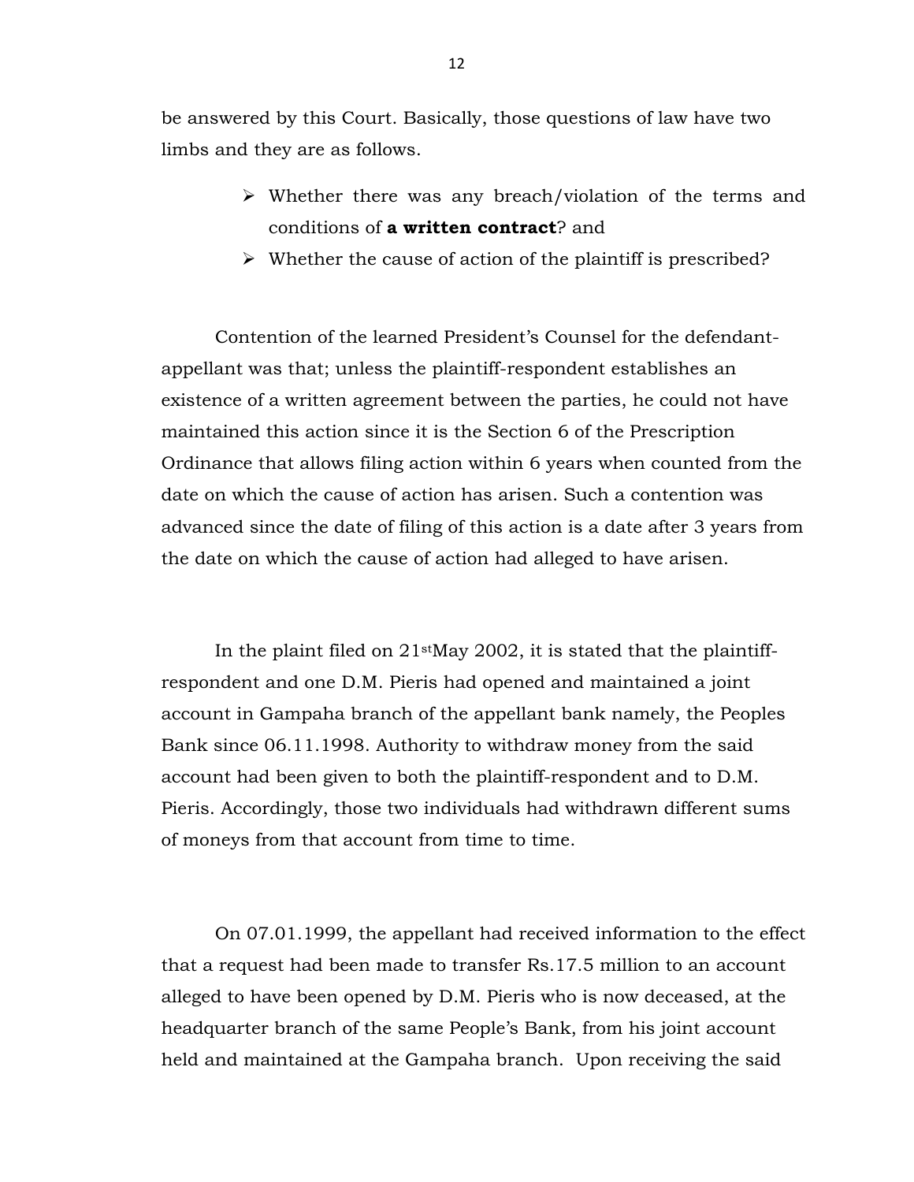be answered by this Court. Basically, those questions of law have two limbs and they are as follows.

- Whether there was any breach/violation of the terms and conditions of **a written contract**? and
- Whether the cause of action of the plaintiff is prescribed?

Contention of the learned President's Counsel for the defendant-appellant was that; unless the plaintiff-respondent establishes an existence of a written agreement between the parties, he could not have maintained this action since it is the Section 6 of the Prescription Ordinance that allows filing action within 6 years when counted from the date on which the cause of action has arisen. Such a contention was advanced since the date of filing of this action is a date after 3 years from the date on which the cause of action had alleged to have arisen.

In the plaint filed on 21st May 2002, it is stated that the plaintiff-respondent and one D.M. Pieris had opened and maintained a joint account in Gampaha branch of the appellant bank namely, the Peoples Bank since 06.11.1998. Authority to withdraw money from the said account had been given to both the plaintiff-respondent and to D.M. Pieris. Accordingly, those two individuals had withdrawn different sums of moneys from that account from time to time.

On 07.01.1999, the appellant had received information to the effect that a request had been made to transfer Rs.17.5 million to an account alleged to have been opened by D.M. Pieris who is now deceased, at the headquarter branch of the same People's Bank, from his joint account held and maintained at the Gampaha branch. Upon receiving the said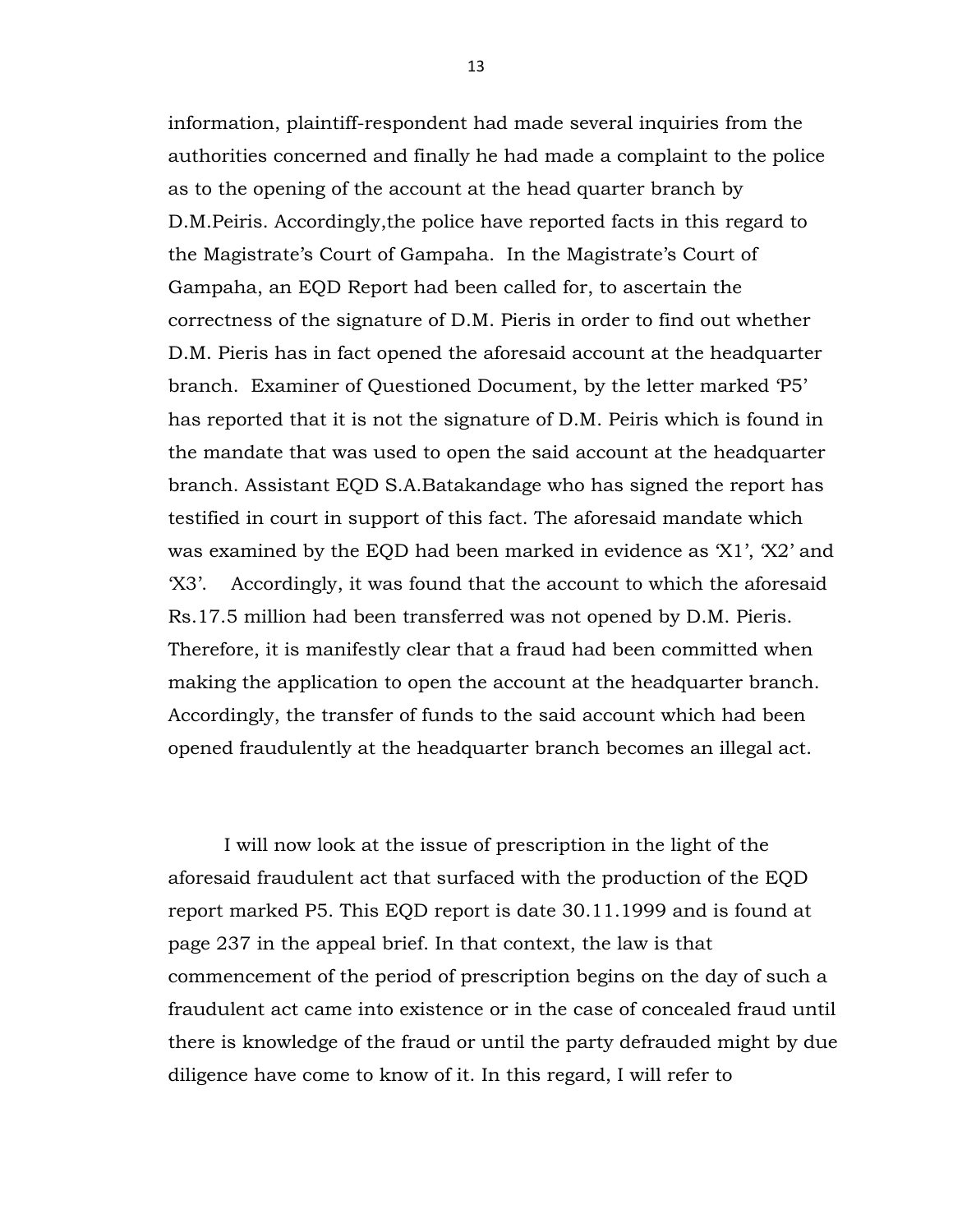information, plaintiff-respondent had made several inquiries from the authorities concerned and finally he had made a complaint to the police as to the opening of the account at the head quarter branch by D.M.Peiris. Accordingly,the police have reported facts in this regard to the Magistrate's Court of Gampaha. In the Magistrate's Court of Gampaha, an EQD Report had been called for, to ascertain the correctness of the signature of D.M. Pieris in order to find out whether D.M. Pieris has in fact opened the aforesaid account at the headquarter branch. Examiner of Questioned Document, by the letter marked 'P5' has reported that it is not the signature of D.M. Peiris which is found in the mandate that was used to open the said account at the headquarter branch. Assistant EQD S.A.Batakandage who has signed the report has testified in court in support of this fact. The aforesaid mandate which was examined by the EQD had been marked in evidence as 'X1', 'X2' and 'X3'. Accordingly, it was found that the account to which the aforesaid Rs.17.5 million had been transferred was not opened by D.M. Pieris. Therefore, it is manifestly clear that a fraud had been committed when making the application to open the account at the headquarter branch. Accordingly, the transfer of funds to the said account which had been opened fraudulently at the headquarter branch becomes an illegal act.

I will now look at the issue of prescription in the light of the aforesaid fraudulent act that surfaced with the production of the EQD report marked P5. This EQD report is date 30.11.1999 and is found at page 237 in the appeal brief. In that context, the law is that commencement of the period of prescription begins on the day of such a fraudulent act came into existence or in the case of concealed fraud until there is knowledge of the fraud or until the party defrauded might by due diligence have come to know of it. In this regard, I will refer to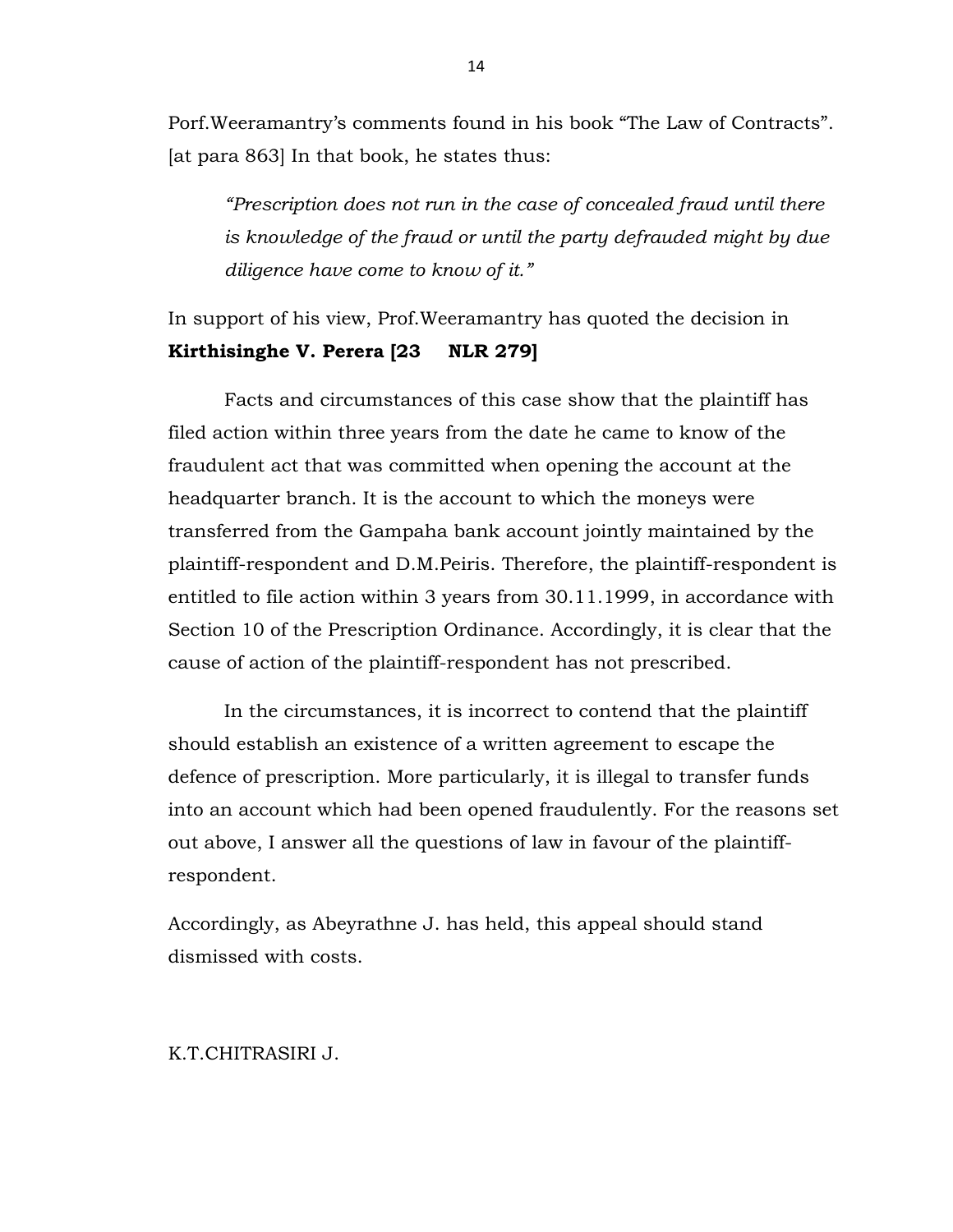Porf.Weeramantry's comments found in his book "The Law of Contracts". [at para 863] In that book, he states thus:

> *"Prescription does not run in the case of concealed fraud until there is knowledge of the fraud or until the party defrauded might by due diligence have come to know of it."*

In support of his view, Prof.Weeramantry has quoted the decision in **Kirthisinghe V. Perera [23 NLR 279]**

Facts and circumstances of this case show that the plaintiff has filed action within three years from the date he came to know of the fraudulent act that was committed when opening the account at the headquarter branch. It is the account to which the moneys were transferred from the Gampaha bank account jointly maintained by the plaintiff-respondent and D.M.Peiris. Therefore, the plaintiff-respondent is entitled to file action within 3 years from 30.11.1999, in accordance with Section 10 of the Prescription Ordinance. Accordingly, it is clear that the cause of action of the plaintiff-respondent has not prescribed.

In the circumstances, it is incorrect to contend that the plaintiff should establish an existence of a written agreement to escape the defence of prescription. More particularly, it is illegal to transfer funds into an account which had been opened fraudulently. For the reasons set out above, I answer all the questions of law in favour of the plaintiff-respondent.

Accordingly, as Abeyrathne J. has held, this appeal should stand dismissed with costs.

K.T.CHITRASIRI J.